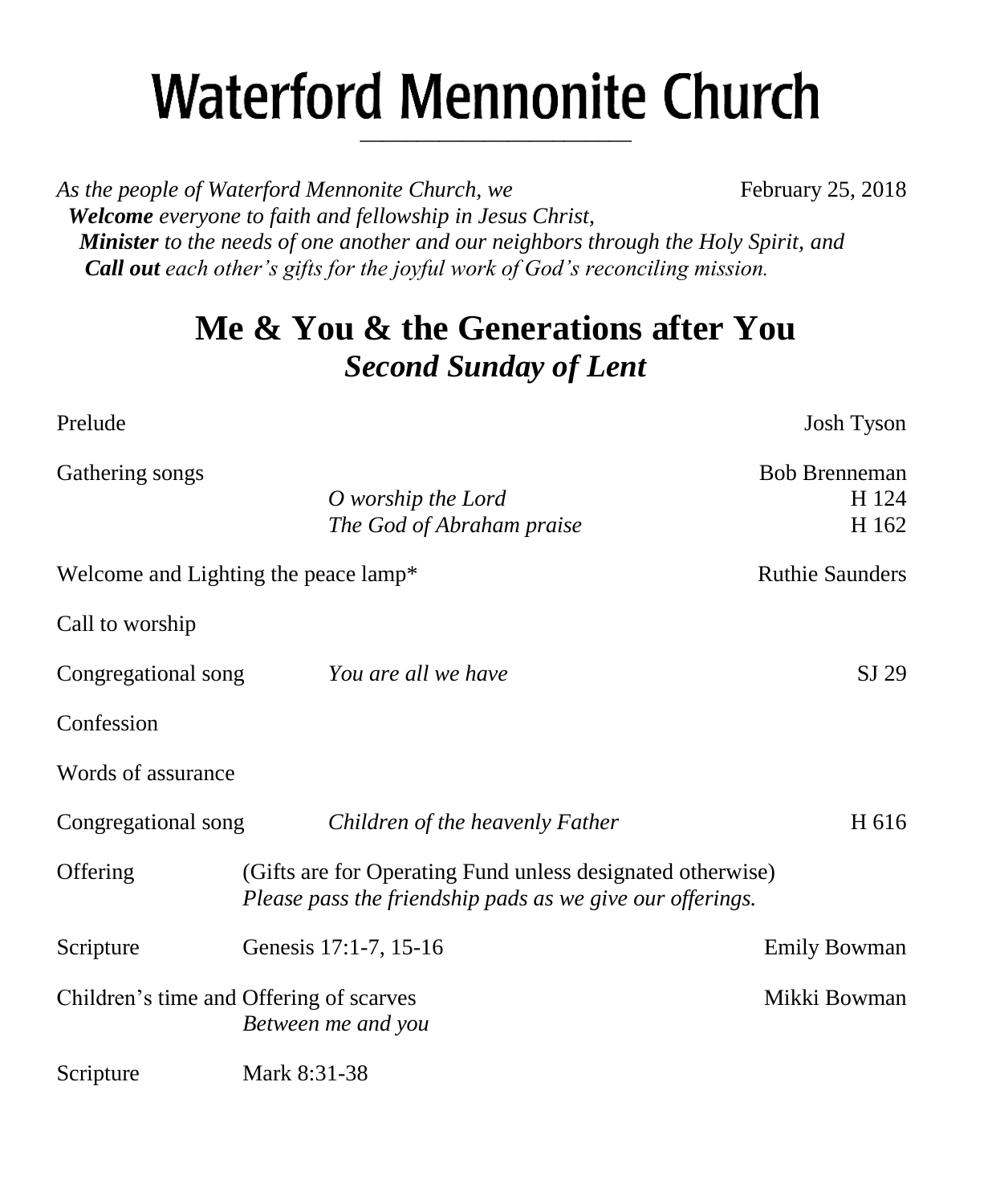# Waterford Mennonite Church

*As the people of Waterford Mennonite Church, we*  
***Welcome** everyone to faith and fellowship in Jesus Christ,*  
***Minister** to the needs of one another and our neighbors through the Holy Spirit, and*  
***Call out** each other's gifts for the joyful work of God's reconciling mission.*

February 25, 2018

## Me & You & the Generations after You
## *Second Sunday of Lent*

Prelude — Josh Tyson

Gathering songs — Bob Brenneman
- *O worship the Lord* — H 124
- *The God of Abraham praise* — H 162

Welcome and Lighting the peace lamp* — Ruthie Saunders

Call to worship

Congregational song — *You are all we have* — SJ 29

Confession

Words of assurance

Congregational song — *Children of the heavenly Father* — H 616

Offering — (Gifts are for Operating Fund unless designated otherwise)  
*Please pass the friendship pads as we give our offerings.*

Scripture — Genesis 17:1-7, 15-16 — Emily Bowman

Children's time and Offering of scarves — Mikki Bowman  
*Between me and you*

Scripture — Mark 8:31-38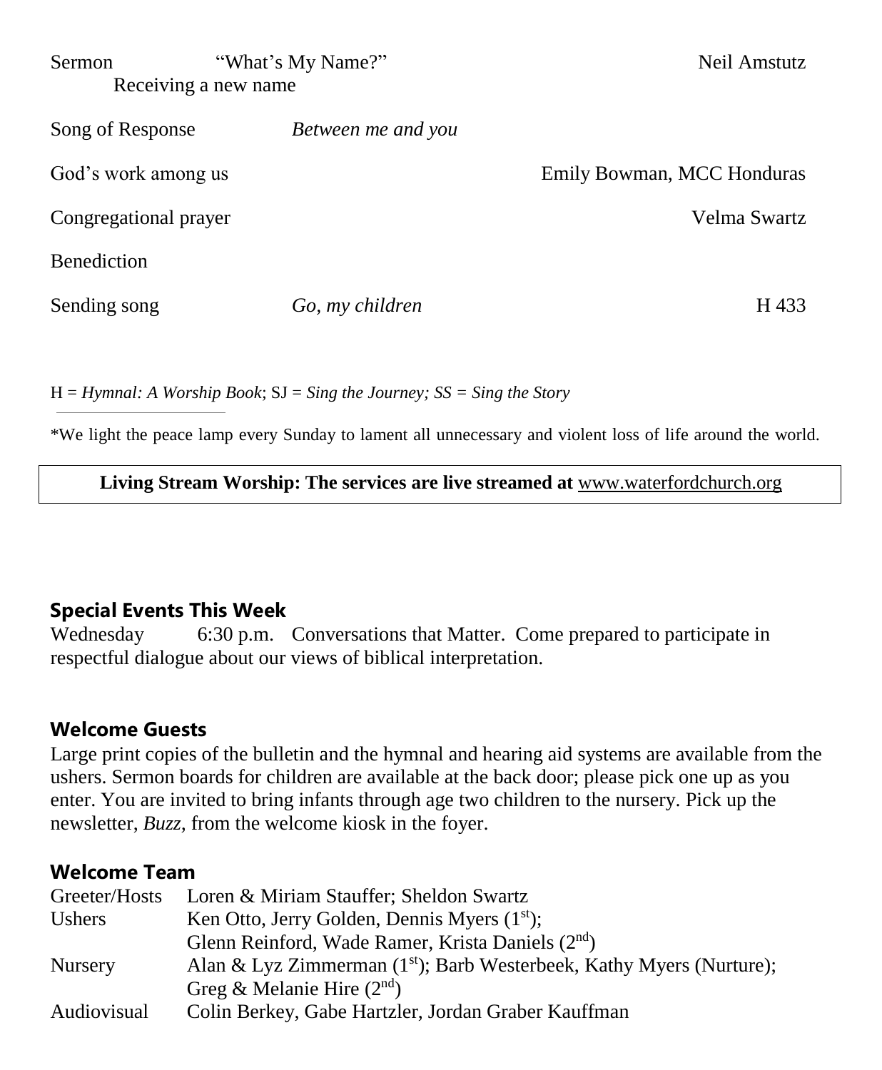| | | |
|---|---|---|
| Sermon<br>Receiving a new name | "What's My Name?" | Neil Amstutz |
| Song of Response | *Between me and you* | |
| God's work among us | | Emily Bowman, MCC Honduras |
| Congregational prayer | | Velma Swartz |
| Benediction | | |
| Sending song | *Go, my children* | H 433 |

H = *Hymnal: A Worship Book*; SJ = *Sing the Journey; SS = Sing the Story*

*We light the peace lamp every Sunday to lament all unnecessary and violent loss of life around the world.

**Living Stream Worship: The services are live streamed at** www.waterfordchurch.org

## Special Events This Week

Wednesday 6:30 p.m. Conversations that Matter. Come prepared to participate in respectful dialogue about our views of biblical interpretation.

## Welcome Guests

Large print copies of the bulletin and the hymnal and hearing aid systems are available from the ushers. Sermon boards for children are available at the back door; please pick one up as you enter. You are invited to bring infants through age two children to the nursery. Pick up the newsletter, *Buzz,* from the welcome kiosk in the foyer.

## Welcome Team

| | |
|---|---|
| Greeter/Hosts | Loren & Miriam Stauffer; Sheldon Swartz |
| Ushers | Ken Otto, Jerry Golden, Dennis Myers (1st);<br>Glenn Reinford, Wade Ramer, Krista Daniels (2nd) |
| Nursery | Alan & Lyz Zimmerman (1st); Barb Westerbeek, Kathy Myers (Nurture);<br>Greg & Melanie Hire (2nd) |
| Audiovisual | Colin Berkey, Gabe Hartzler, Jordan Graber Kauffman |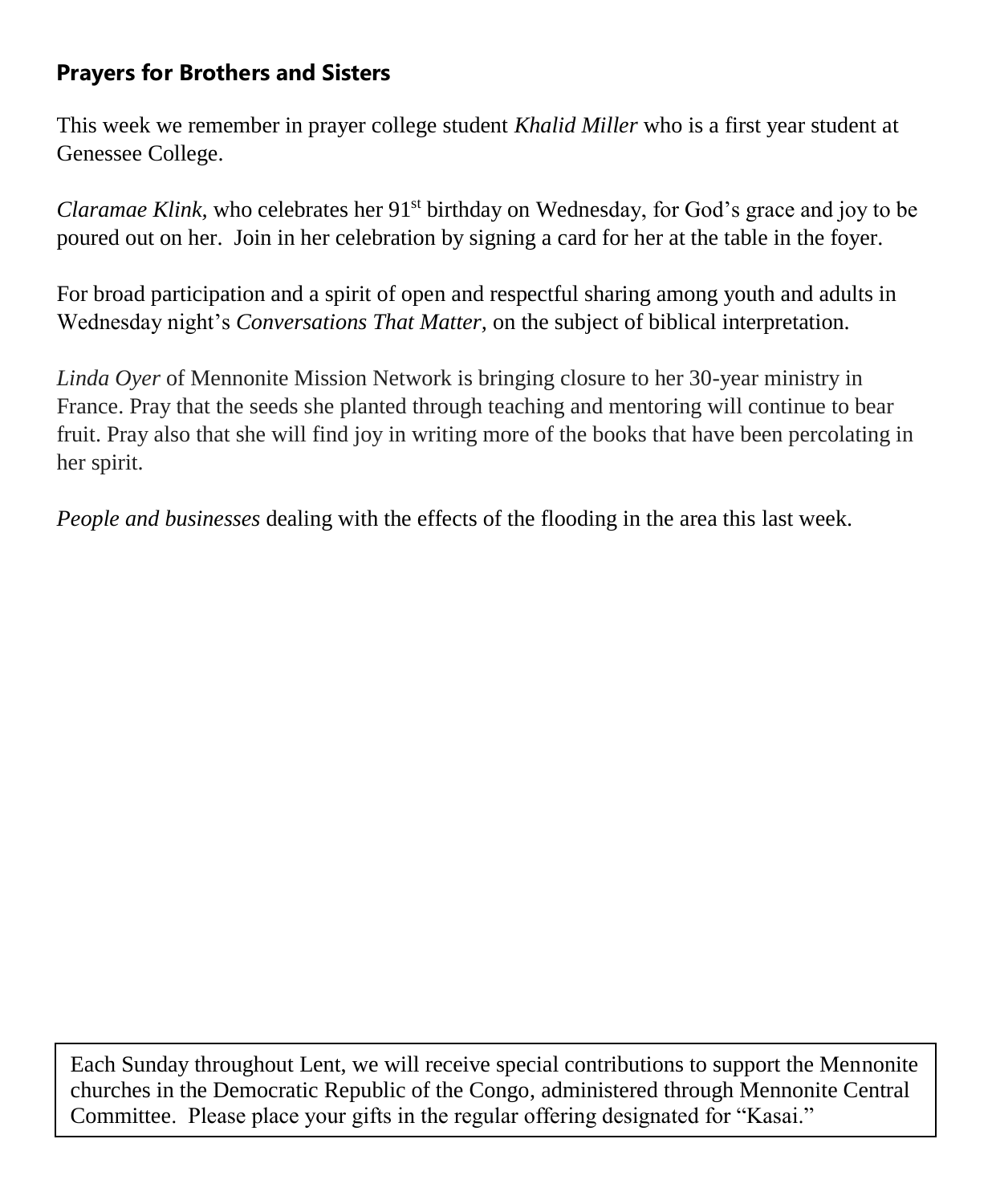## Prayers for Brothers and Sisters

This week we remember in prayer college student *Khalid Miller* who is a first year student at Genessee College.

*Claramae Klink,* who celebrates her 91st birthday on Wednesday, for God's grace and joy to be poured out on her. Join in her celebration by signing a card for her at the table in the foyer.

For broad participation and a spirit of open and respectful sharing among youth and adults in Wednesday night's *Conversations That Matter,* on the subject of biblical interpretation.

*Linda Oyer* of Mennonite Mission Network is bringing closure to her 30-year ministry in France. Pray that the seeds she planted through teaching and mentoring will continue to bear fruit. Pray also that she will find joy in writing more of the books that have been percolating in her spirit.

*People and businesses* dealing with the effects of the flooding in the area this last week.

Each Sunday throughout Lent, we will receive special contributions to support the Mennonite churches in the Democratic Republic of the Congo, administered through Mennonite Central Committee. Please place your gifts in the regular offering designated for "Kasai."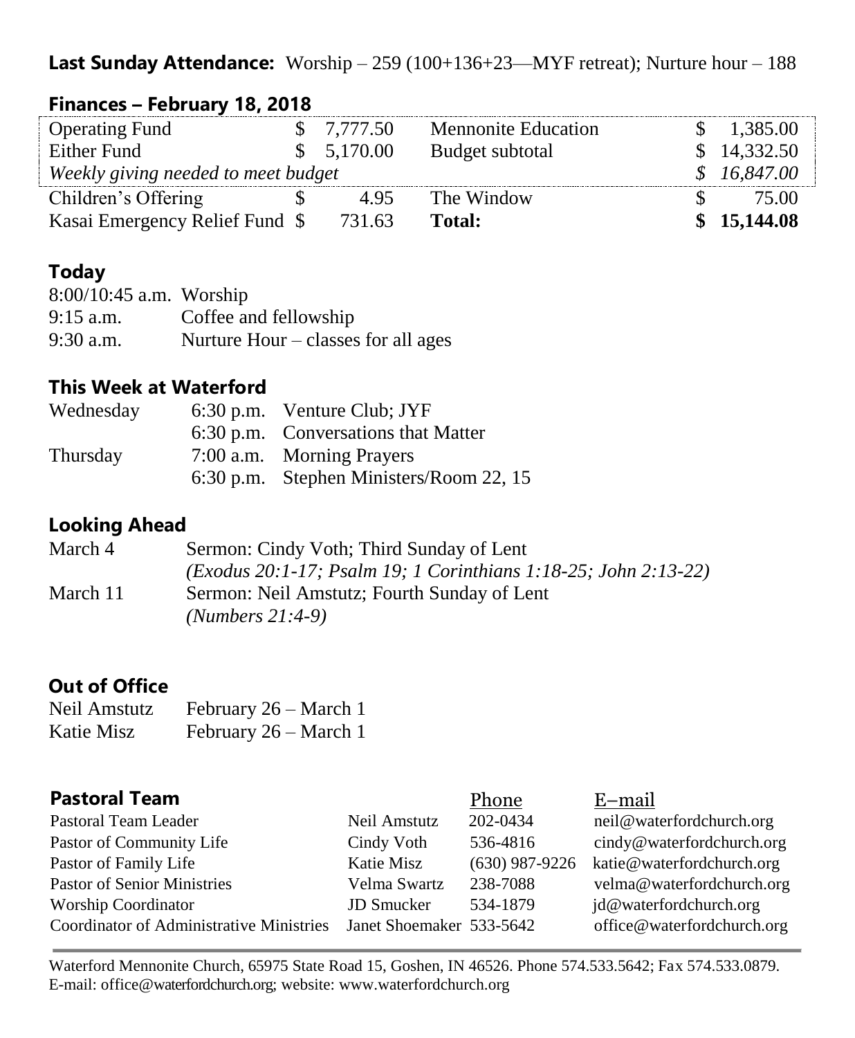**Last Sunday Attendance:** Worship – 259 (100+136+23—MYF retreat); Nurture hour – 188

## Finances – February 18, 2018

| | | | |
|---|---|---|---|
| Operating Fund | $ 7,777.50 | Mennonite Education | $ 1,385.00 |
| Either Fund | $ 5,170.00 | Budget subtotal | $ 14,332.50 |
| *Weekly giving needed to meet budget* | | | *$ 16,847.00* |
| Children's Offering | $ 4.95 | The Window | $ 75.00 |
| Kasai Emergency Relief Fund | $ 731.63 | **Total:** | **$ 15,144.08** |

## Today

| | |
|---|---|
| 8:00/10:45 a.m. | Worship |
| 9:15 a.m. | Coffee and fellowship |
| 9:30 a.m. | Nurture Hour – classes for all ages |

## This Week at Waterford

| | | |
|---|---|---|
| Wednesday | 6:30 p.m. | Venture Club; JYF |
| | 6:30 p.m. | Conversations that Matter |
| Thursday | 7:00 a.m. | Morning Prayers |
| | 6:30 p.m. | Stephen Ministers/Room 22, 15 |

## Looking Ahead

| | |
|---|---|
| March 4 | Sermon: Cindy Voth; Third Sunday of Lent |
| | *(Exodus 20:1-17; Psalm 19; 1 Corinthians 1:18-25; John 2:13-22)* |
| March 11 | Sermon: Neil Amstutz; Fourth Sunday of Lent |
| | *(Numbers 21:4-9)* |

## Out of Office

| | |
|---|---|
| Neil Amstutz | February 26 – March 1 |
| Katie Misz | February 26 – March 1 |

## Pastoral Team

| | | Phone | E–mail |
|---|---|---|---|
| Pastoral Team Leader | Neil Amstutz | 202-0434 | neil@waterfordchurch.org |
| Pastor of Community Life | Cindy Voth | 536-4816 | cindy@waterfordchurch.org |
| Pastor of Family Life | Katie Misz | (630) 987-9226 | katie@waterfordchurch.org |
| Pastor of Senior Ministries | Velma Swartz | 238-7088 | velma@waterfordchurch.org |
| Worship Coordinator | JD Smucker | 534-1879 | jd@waterfordchurch.org |
| Coordinator of Administrative Ministries | Janet Shoemaker | 533-5642 | office@waterfordchurch.org |

Waterford Mennonite Church, 65975 State Road 15, Goshen, IN 46526. Phone 574.533.5642; Fax 574.533.0879. E-mail: office@waterfordchurch.org; website: www.waterfordchurch.org